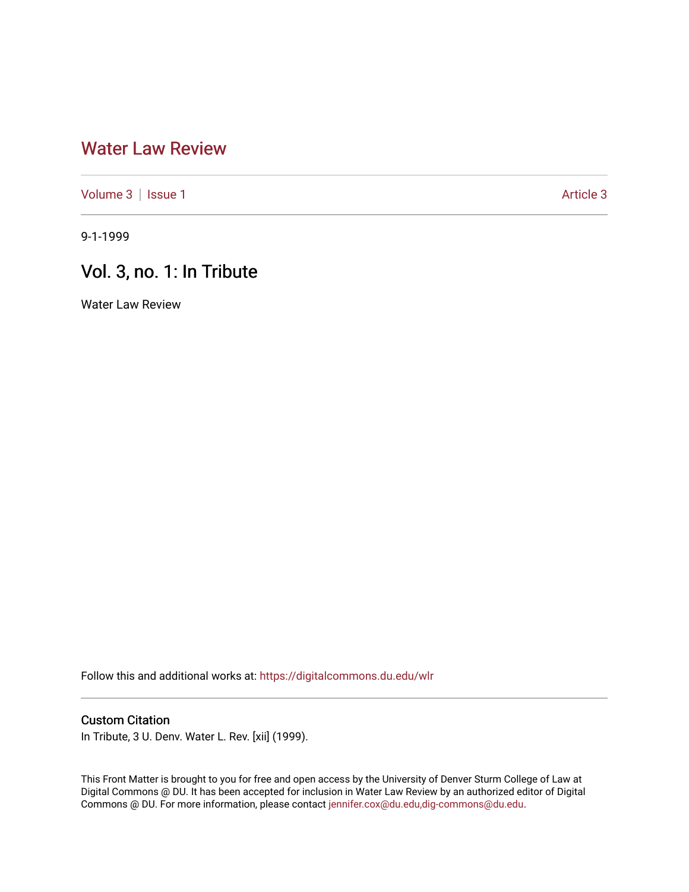# Water Law Review

Volume 3 | Issue 1 Article 3

9-1-1999

## Vol. 3, no. 1: In Tribute

Water Law Review

Follow this and additional works at: https://digitalcommons.du.edu/wlr

### Custom Citation

In Tribute, 3 U. Denv. Water L. Rev. [xii] (1999).

This Front Matter is brought to you for free and open access by the University of Denver Sturm College of Law at Digital Commons @ DU. It has been accepted for inclusion in Water Law Review by an authorized editor of Digital Commons @ DU. For more information, please contact jennifer.cox@du.edu,dig-commons@du.edu.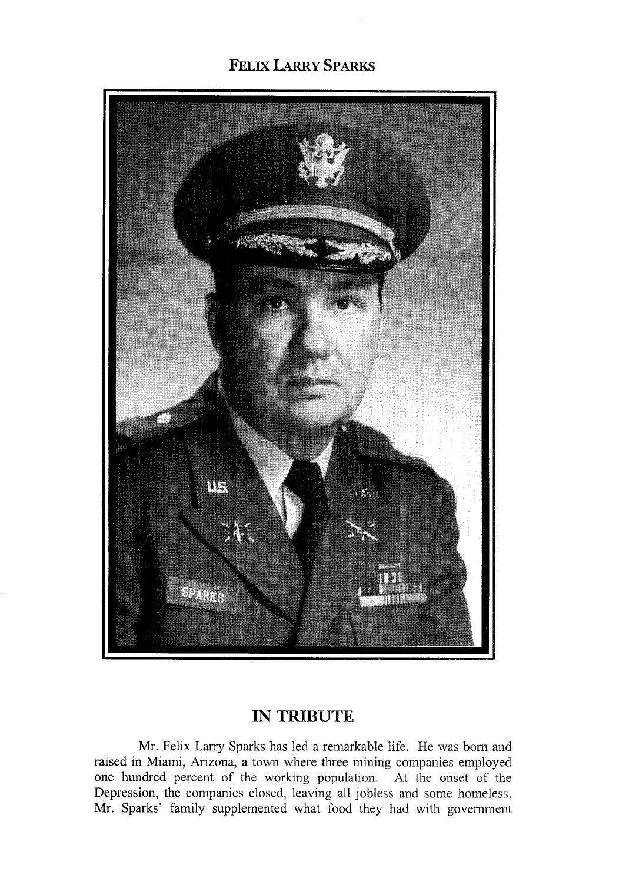**FELIX LARRY SPARKS**

## IN TRIBUTE

Mr. Felix Larry Sparks has led a remarkable life. He was born and raised in Miami, Arizona, a town where three mining companies employed one hundred percent of the working population. At the onset of the Depression, the companies closed, leaving all jobless and some homeless. Mr. Sparks' family supplemented what food they had with government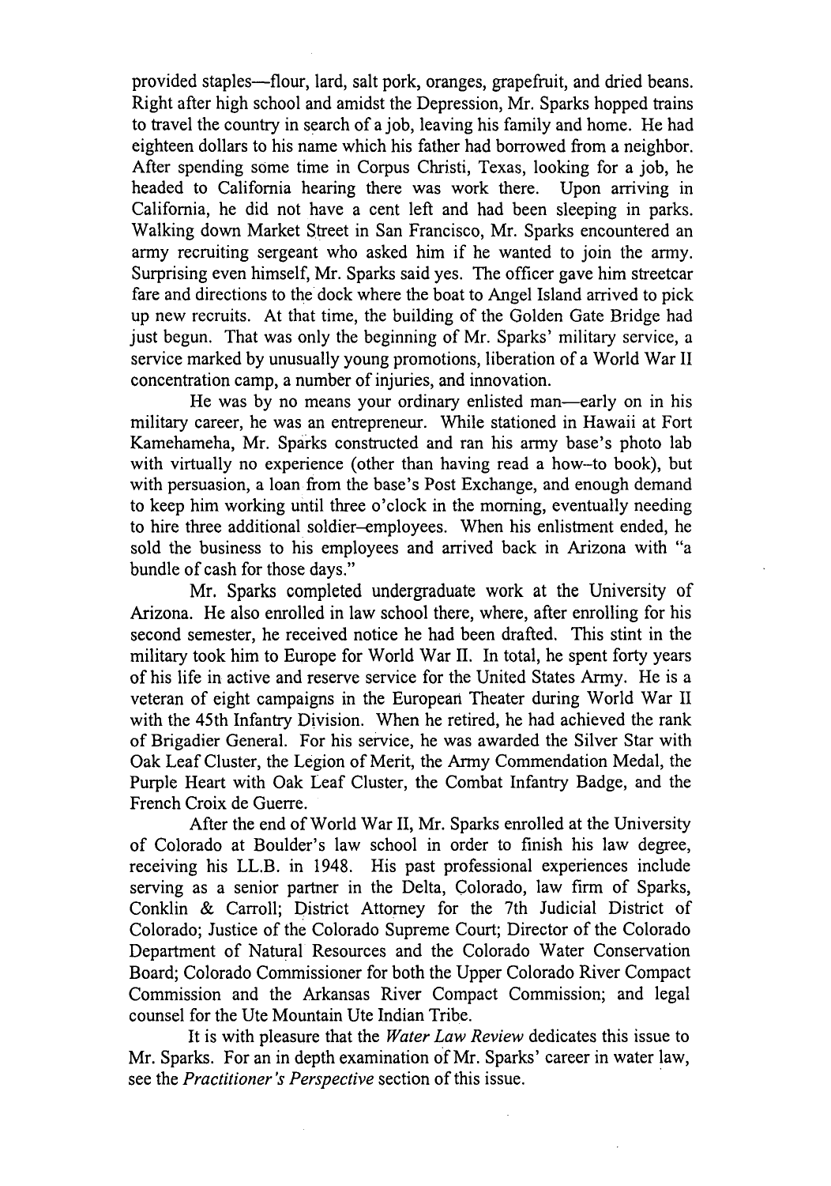provided staples—flour, lard, salt pork, oranges, grapefruit, and dried beans. Right after high school and amidst the Depression, Mr. Sparks hopped trains to travel the country in search of a job, leaving his family and home. He had eighteen dollars to his name which his father had borrowed from a neighbor. After spending some time in Corpus Christi, Texas, looking for a job, he headed to California hearing there was work there. Upon arriving in California, he did not have a cent left and had been sleeping in parks. Walking down Market Street in San Francisco, Mr. Sparks encountered an army recruiting sergeant who asked him if he wanted to join the army. Surprising even himself, Mr. Sparks said yes. The officer gave him streetcar fare and directions to the dock where the boat to Angel Island arrived to pick up new recruits. At that time, the building of the Golden Gate Bridge had just begun. That was only the beginning of Mr. Sparks' military service, a service marked by unusually young promotions, liberation of a World War II concentration camp, a number of injuries, and innovation.

He was by no means your ordinary enlisted man—early on in his military career, he was an entrepreneur. While stationed in Hawaii at Fort Kamehameha, Mr. Sparks constructed and ran his army base's photo lab with virtually no experience (other than having read a how-to book), but with persuasion, a loan from the base's Post Exchange, and enough demand to keep him working until three o'clock in the morning, eventually needing to hire three additional soldier-employees. When his enlistment ended, he sold the business to his employees and arrived back in Arizona with "a bundle of cash for those days."

Mr. Sparks completed undergraduate work at the University of Arizona. He also enrolled in law school there, where, after enrolling for his second semester, he received notice he had been drafted. This stint in the military took him to Europe for World War II. In total, he spent forty years of his life in active and reserve service for the United States Army. He is a veteran of eight campaigns in the European Theater during World War II with the 45th Infantry Division. When he retired, he had achieved the rank of Brigadier General. For his service, he was awarded the Silver Star with Oak Leaf Cluster, the Legion of Merit, the Army Commendation Medal, the Purple Heart with Oak Leaf Cluster, the Combat Infantry Badge, and the French Croix de Guerre.

After the end of World War II, Mr. Sparks enrolled at the University of Colorado at Boulder's law school in order to finish his law degree, receiving his LL.B. in 1948. His past professional experiences include serving as a senior partner in the Delta, Colorado, law firm of Sparks, Conklin & Carroll; District Attorney for the 7th Judicial District of Colorado; Justice of the Colorado Supreme Court; Director of the Colorado Department of Natural Resources and the Colorado Water Conservation Board; Colorado Commissioner for both the Upper Colorado River Compact Commission and the Arkansas River Compact Commission; and legal counsel for the Ute Mountain Ute Indian Tribe.

It is with pleasure that the *Water Law Review* dedicates this issue to Mr. Sparks. For an in depth examination of Mr. Sparks' career in water law, see the *Practitioner's Perspective* section of this issue.